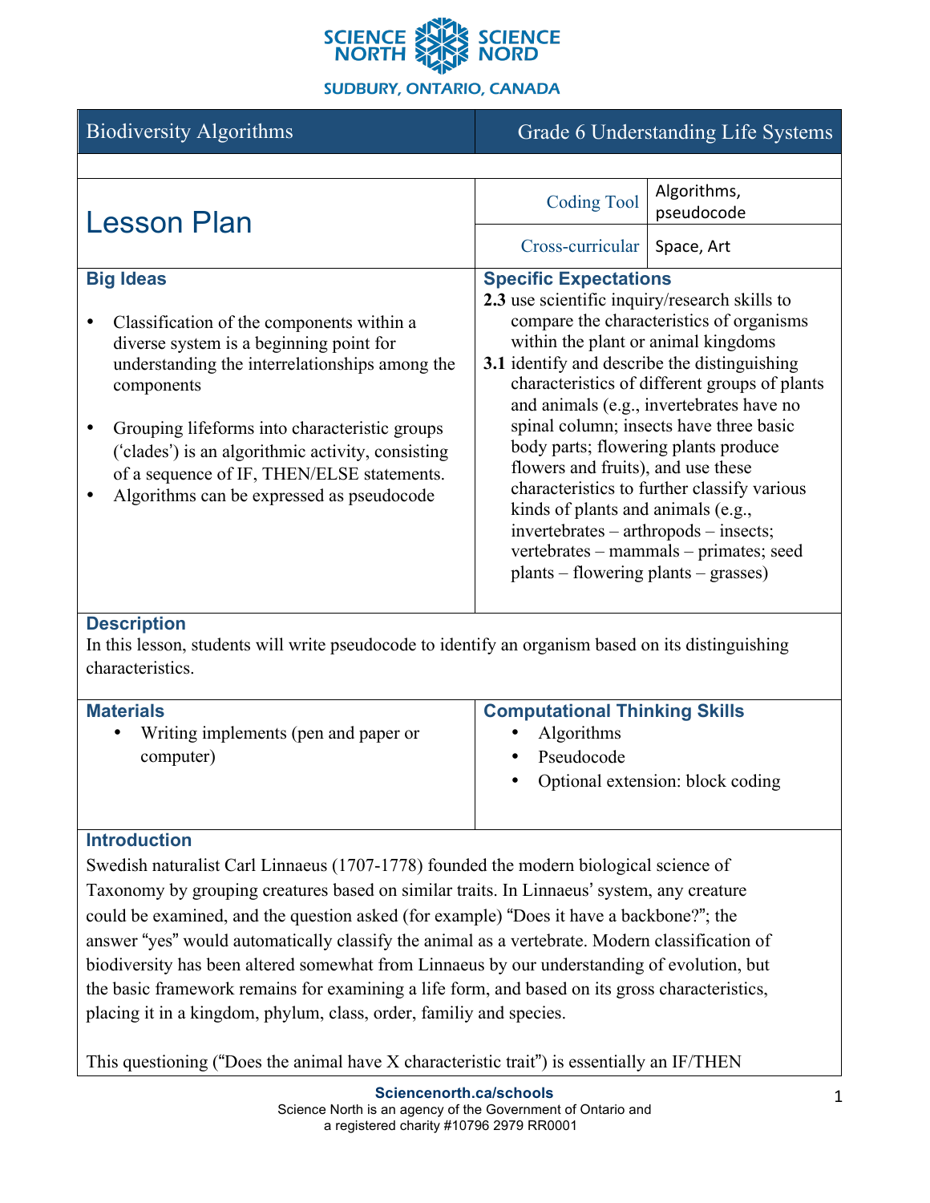SCIENCE NORTH SCIENCE NORD

SUDBURY, ONTARIO, CANADA

| Biodiversity Algorithms | Grade 6 Understanding Life Systems |
|---|---|

# Lesson Plan

| Coding Tool | Algorithms, pseudocode |
|---|---|
| Cross-curricular | Space, Art |

### Big Ideas

- Classification of the components within a diverse system is a beginning point for understanding the interrelationships among the components
- Grouping lifeforms into characteristic groups ('clades') is an algorithmic activity, consisting of a sequence of IF, THEN/ELSE statements.
- Algorithms can be expressed as pseudocode

### Specific Expectations

**2.3** use scientific inquiry/research skills to compare the characteristics of organisms within the plant or animal kingdoms

**3.1** identify and describe the distinguishing characteristics of different groups of plants and animals (e.g., invertebrates have no spinal column; insects have three basic body parts; flowering plants produce flowers and fruits), and use these characteristics to further classify various kinds of plants and animals (e.g., invertebrates – arthropods – insects; vertebrates – mammals – primates; seed plants – flowering plants – grasses)

### Description

In this lesson, students will write pseudocode to identify an organism based on its distinguishing characteristics.

### Materials

- Writing implements (pen and paper or computer)

### Computational Thinking Skills

- Algorithms
- Pseudocode
- Optional extension: block coding

### Introduction

Swedish naturalist Carl Linnaeus (1707-1778) founded the modern biological science of Taxonomy by grouping creatures based on similar traits. In Linnaeus' system, any creature could be examined, and the question asked (for example) "Does it have a backbone?"; the answer "yes" would automatically classify the animal as a vertebrate. Modern classification of biodiversity has been altered somewhat from Linnaeus by our understanding of evolution, but the basic framework remains for examining a life form, and based on its gross characteristics, placing it in a kingdom, phylum, class, order, familiy and species.

This questioning ("Does the animal have X characteristic trait") is essentially an IF/THEN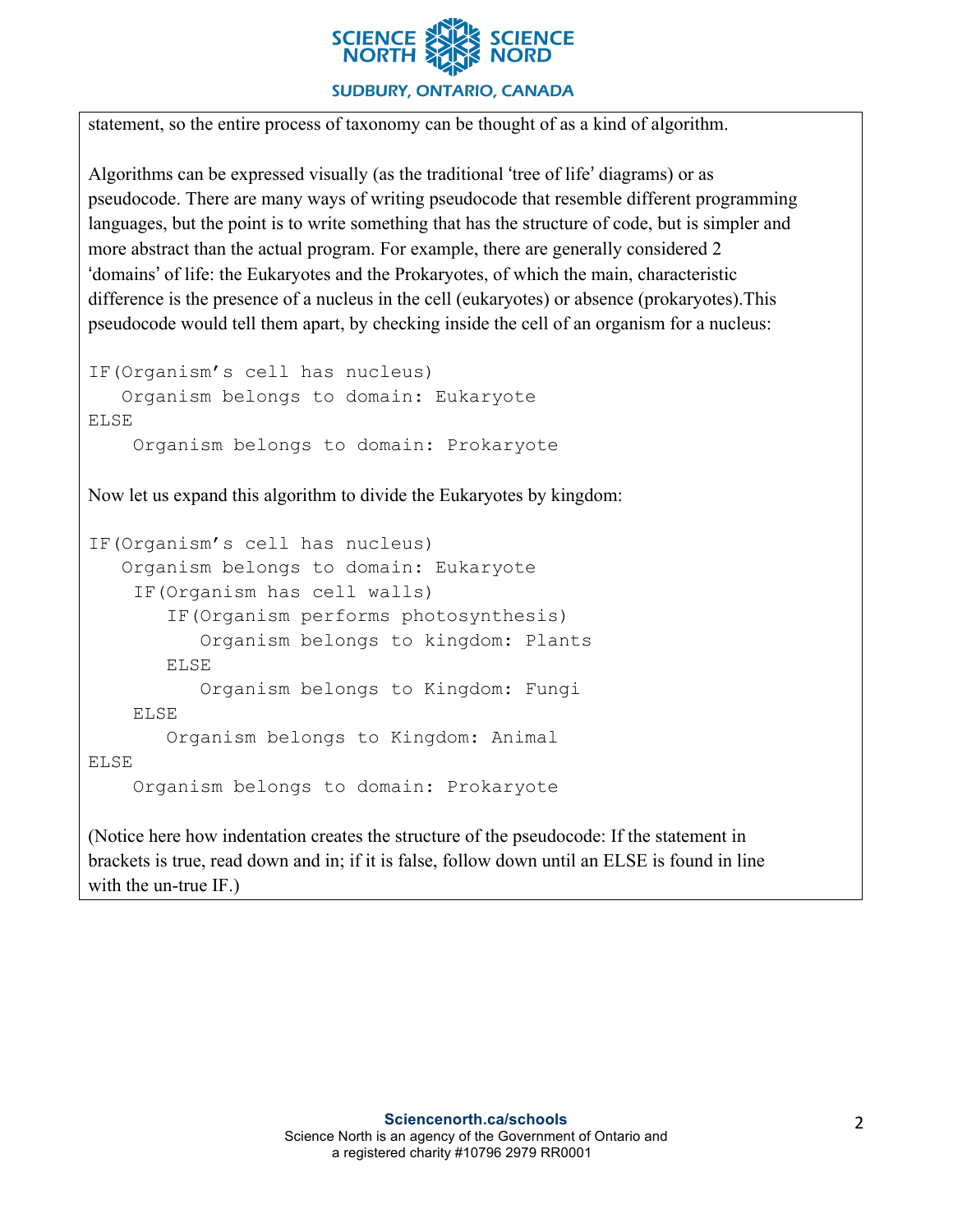statement, so the entire process of taxonomy can be thought of as a kind of algorithm.

Algorithms can be expressed visually (as the traditional 'tree of life' diagrams) or as pseudocode. There are many ways of writing pseudocode that resemble different programming languages, but the point is to write something that has the structure of code, but is simpler and more abstract than the actual program. For example, there are generally considered 2 'domains' of life: the Eukaryotes and the Prokaryotes, of which the main, characteristic difference is the presence of a nucleus in the cell (eukaryotes) or absence (prokaryotes).This pseudocode would tell them apart, by checking inside the cell of an organism for a nucleus:

```
IF(Organism's cell has nucleus)
   Organism belongs to domain: Eukaryote
ELSE
    Organism belongs to domain: Prokaryote
```

Now let us expand this algorithm to divide the Eukaryotes by kingdom:

```
IF(Organism's cell has nucleus)
   Organism belongs to domain: Eukaryote
    IF(Organism has cell walls)
       IF(Organism performs photosynthesis)
          Organism belongs to kingdom: Plants
       ELSE
          Organism belongs to Kingdom: Fungi
    ELSE
       Organism belongs to Kingdom: Animal
ELSE
    Organism belongs to domain: Prokaryote
```

(Notice here how indentation creates the structure of the pseudocode: If the statement in brackets is true, read down and in; if it is false, follow down until an ELSE is found in line with the un-true IF.)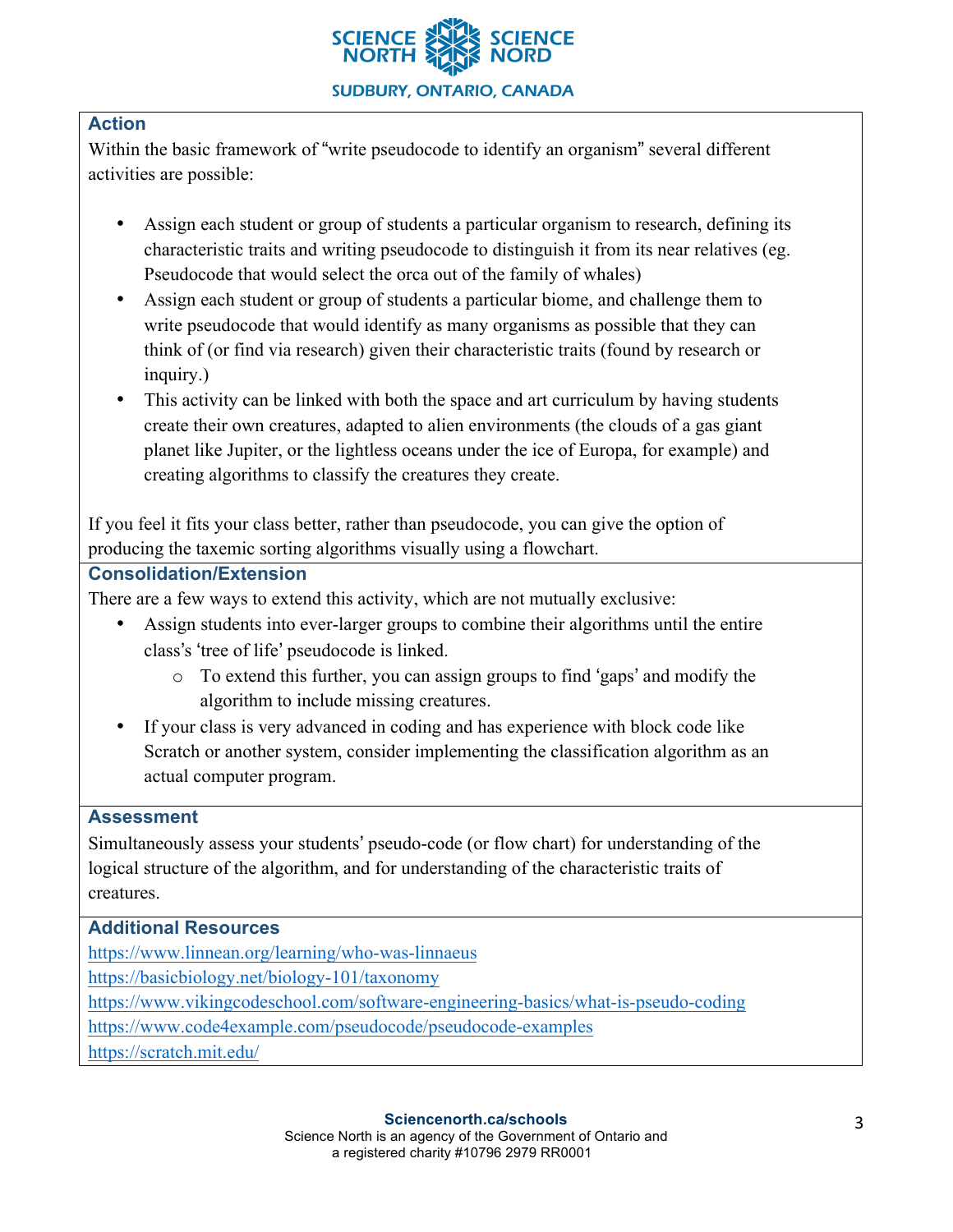## Action

Within the basic framework of "write pseudocode to identify an organism" several different activities are possible:

- Assign each student or group of students a particular organism to research, defining its characteristic traits and writing pseudocode to distinguish it from its near relatives (eg. Pseudocode that would select the orca out of the family of whales)
- Assign each student or group of students a particular biome, and challenge them to write pseudocode that would identify as many organisms as possible that they can think of (or find via research) given their characteristic traits (found by research or inquiry.)
- This activity can be linked with both the space and art curriculum by having students create their own creatures, adapted to alien environments (the clouds of a gas giant planet like Jupiter, or the lightless oceans under the ice of Europa, for example) and creating algorithms to classify the creatures they create.

If you feel it fits your class better, rather than pseudocode, you can give the option of producing the taxemic sorting algorithms visually using a flowchart.

## Consolidation/Extension

There are a few ways to extend this activity, which are not mutually exclusive:

- Assign students into ever-larger groups to combine their algorithms until the entire class's 'tree of life' pseudocode is linked.
  - To extend this further, you can assign groups to find 'gaps' and modify the algorithm to include missing creatures.
- If your class is very advanced in coding and has experience with block code like Scratch or another system, consider implementing the classification algorithm as an actual computer program.

## Assessment

Simultaneously assess your students' pseudo-code (or flow chart) for understanding of the logical structure of the algorithm, and for understanding of the characteristic traits of creatures.

## Additional Resources

https://www.linnean.org/learning/who-was-linnaeus
https://basicbiology.net/biology-101/taxonomy
https://www.vikingcodeschool.com/software-engineering-basics/what-is-pseudo-coding
https://www.code4example.com/pseudocode/pseudocode-examples
https://scratch.mit.edu/